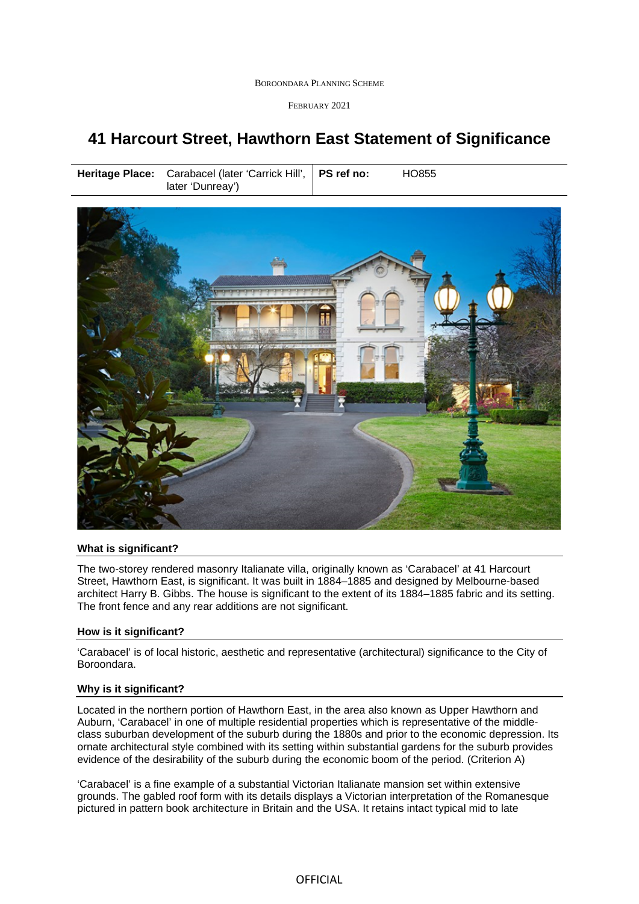Boroondara Planning Scheme

February 2021

# 41 Harcourt Street, Hawthorn East Statement of Significance

| **Heritage Place:** | Carabacel (later 'Carrick Hill', later 'Dunreay') | **PS ref no:** | HO855 |
| --- | --- | --- | --- |

### What is significant?

The two-storey rendered masonry Italianate villa, originally known as 'Carabacel' at 41 Harcourt Street, Hawthorn East, is significant. It was built in 1884–1885 and designed by Melbourne-based architect Harry B. Gibbs. The house is significant to the extent of its 1884–1885 fabric and its setting. The front fence and any rear additions are not significant.

### How is it significant?

'Carabacel' is of local historic, aesthetic and representative (architectural) significance to the City of Boroondara.

### Why is it significant?

Located in the northern portion of Hawthorn East, in the area also known as Upper Hawthorn and Auburn, 'Carabacel' in one of multiple residential properties which is representative of the middle-class suburban development of the suburb during the 1880s and prior to the economic depression. Its ornate architectural style combined with its setting within substantial gardens for the suburb provides evidence of the desirability of the suburb during the economic boom of the period. (Criterion A)

'Carabacel' is a fine example of a substantial Victorian Italianate mansion set within extensive grounds. The gabled roof form with its details displays a Victorian interpretation of the Romanesque pictured in pattern book architecture in Britain and the USA. It retains intact typical mid to late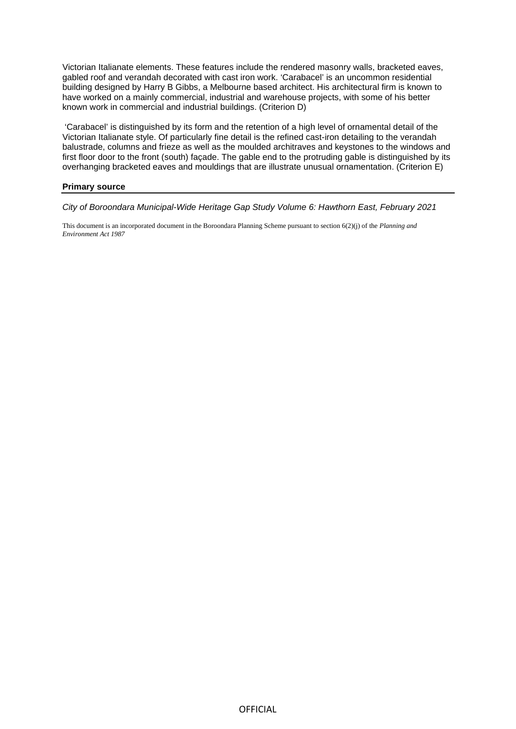Victorian Italianate elements. These features include the rendered masonry walls, bracketed eaves, gabled roof and verandah decorated with cast iron work. 'Carabacel' is an uncommon residential building designed by Harry B Gibbs, a Melbourne based architect. His architectural firm is known to have worked on a mainly commercial, industrial and warehouse projects, with some of his better known work in commercial and industrial buildings. (Criterion D)

'Carabacel' is distinguished by its form and the retention of a high level of ornamental detail of the Victorian Italianate style. Of particularly fine detail is the refined cast-iron detailing to the verandah balustrade, columns and frieze as well as the moulded architraves and keystones to the windows and first floor door to the front (south) façade. The gable end to the protruding gable is distinguished by its overhanging bracketed eaves and mouldings that are illustrate unusual ornamentation. (Criterion E)

**Primary source**

*City of Boroondara Municipal-Wide Heritage Gap Study Volume 6: Hawthorn East, February 2021*

This document is an incorporated document in the Boroondara Planning Scheme pursuant to section 6(2)(j) of the *Planning and Environment Act 1987*

OFFICIAL